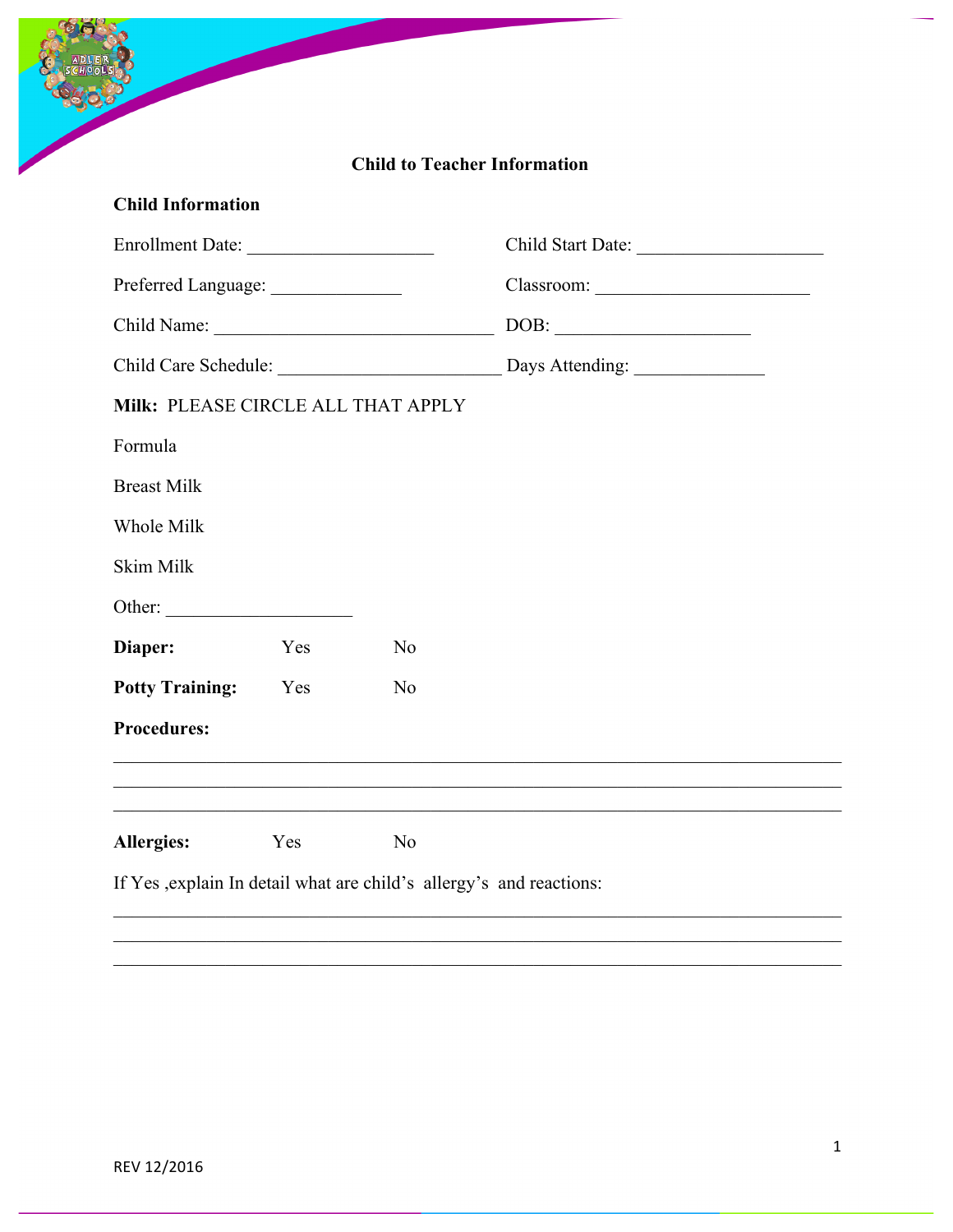# Child to Teacher Information

**Child Information**

Enrollment Date: ____________________ Child Start Date: ____________________

Preferred Language: ______________ Classroom: _______________________

Child Name: ______________________________ DOB: _____________________

Child Care Schedule: ________________________ Days Attending: ______________

**Milk:** PLEASE CIRCLE ALL THAT APPLY

Formula

Breast Milk

Whole Milk

Skim Milk

Other: ____________________

**Diaper:** Yes No

**Potty Training:** Yes No

**Procedures:**

_______________________________________________________________________________

_______________________________________________________________________________

_______________________________________________________________________________

**Allergies:** Yes No

If Yes ,explain In detail what are child's allergy's and reactions:

_______________________________________________________________________________

_______________________________________________________________________________

_______________________________________________________________________________

REV 12/2016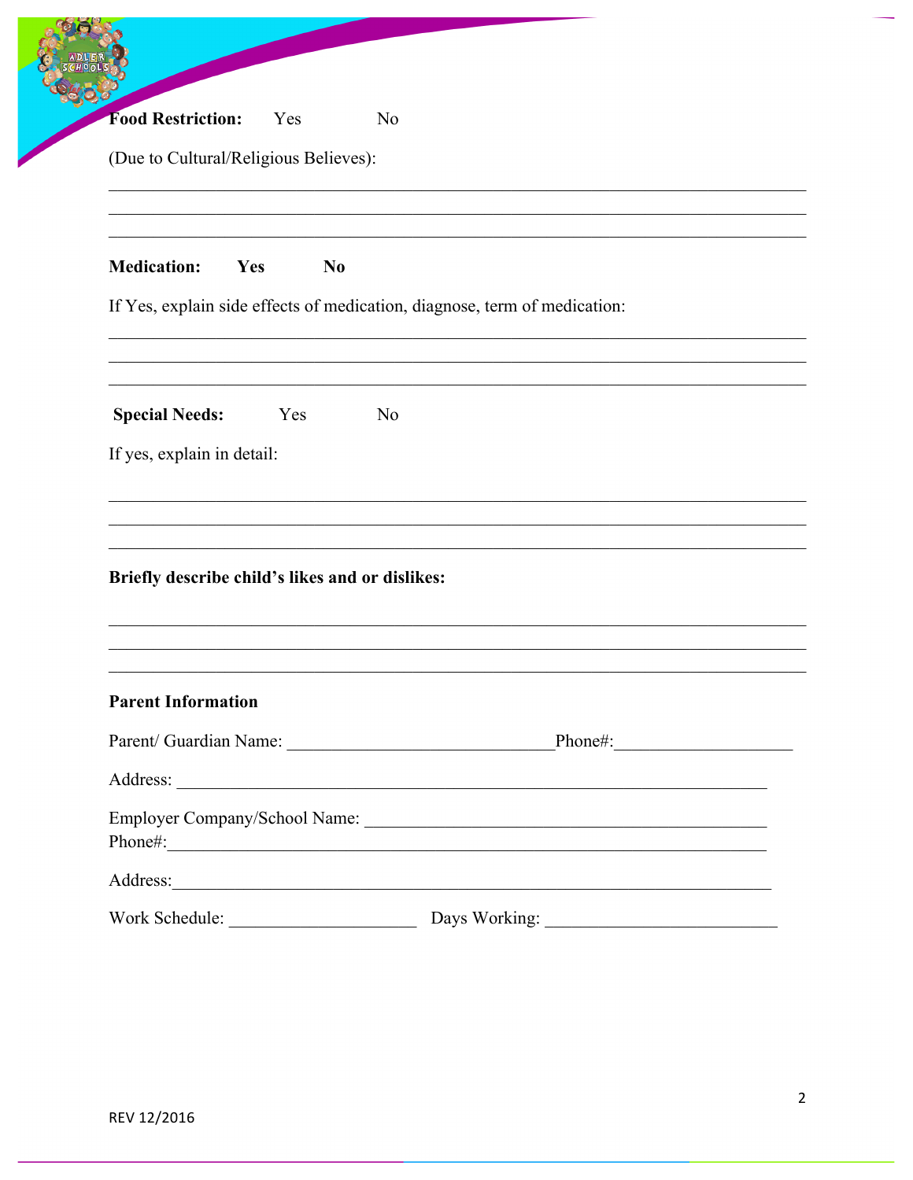**Food Restriction:** Yes No

(Due to Cultural/Religious Believes):

______________________________________________________________________________

______________________________________________________________________________

______________________________________________________________________________

**Medication:** **Yes** **No**

If Yes, explain side effects of medication, diagnose, term of medication:

______________________________________________________________________________

______________________________________________________________________________

______________________________________________________________________________

**Special Needs:** Yes No

If yes, explain in detail:

______________________________________________________________________________

______________________________________________________________________________

______________________________________________________________________________

**Briefly describe child's likes and or dislikes:**

______________________________________________________________________________

______________________________________________________________________________

______________________________________________________________________________

**Parent Information**

Parent/ Guardian Name: ______________________________Phone#:____________________

Address: ___________________________________________________________________

Employer Company/School Name: _____________________________________________
Phone#:____________________________________________________________________

Address:____________________________________________________________________

Work Schedule: _____________________ Days Working: __________________________

REV 12/2016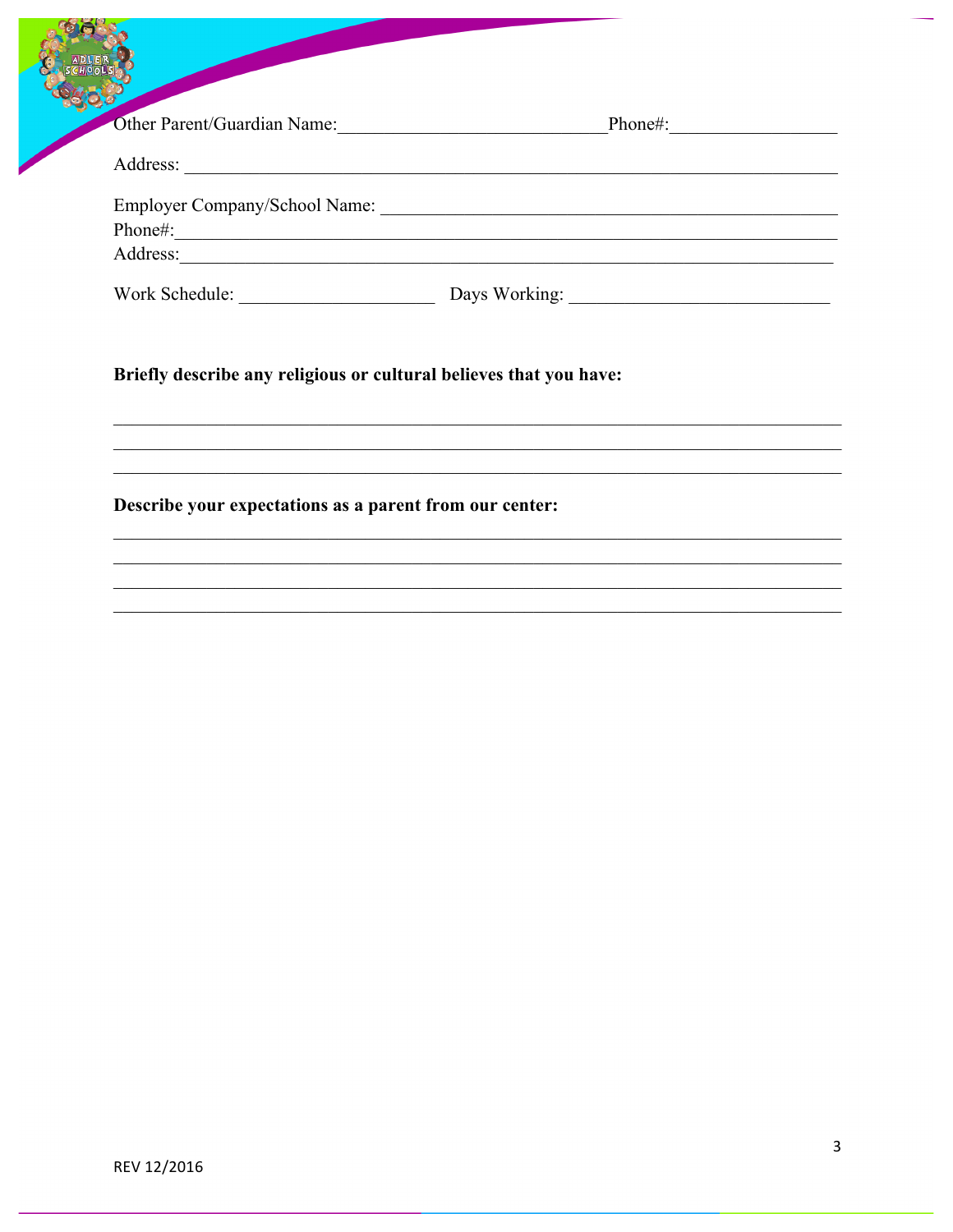Other Parent/Guardian Name:\_\_\_\_\_\_\_\_\_\_\_\_\_\_\_\_\_\_\_\_\_\_\_\_\_\_\_\_\_Phone#:\_\_\_\_\_\_\_\_\_\_\_\_\_\_\_\_\_\_

Address: \_\_\_\_\_\_\_\_\_\_\_\_\_\_\_\_\_\_\_\_\_\_\_\_\_\_\_\_\_\_\_\_\_\_\_\_\_\_\_\_\_\_\_\_\_\_\_\_\_\_\_\_\_\_\_\_\_\_\_\_\_\_\_\_\_\_\_\_

Employer Company/School Name: \_\_\_\_\_\_\_\_\_\_\_\_\_\_\_\_\_\_\_\_\_\_\_\_\_\_\_\_\_\_\_\_\_\_\_\_\_\_\_\_\_\_\_\_\_\_\_\_
Phone#:\_\_\_\_\_\_\_\_\_\_\_\_\_\_\_\_\_\_\_\_\_\_\_\_\_\_\_\_\_\_\_\_\_\_\_\_\_\_\_\_\_\_\_\_\_\_\_\_\_\_\_\_\_\_\_\_\_\_\_\_\_\_\_\_\_\_\_\_\_\_
Address:\_\_\_\_\_\_\_\_\_\_\_\_\_\_\_\_\_\_\_\_\_\_\_\_\_\_\_\_\_\_\_\_\_\_\_\_\_\_\_\_\_\_\_\_\_\_\_\_\_\_\_\_\_\_\_\_\_\_\_\_\_\_\_\_\_\_\_\_\_\_

Work Schedule: \_\_\_\_\_\_\_\_\_\_\_\_\_\_\_\_\_\_\_\_\_ Days Working: \_\_\_\_\_\_\_\_\_\_\_\_\_\_\_\_\_\_\_\_\_\_\_\_\_\_\_\_

**Briefly describe any religious or cultural believes that you have:**

\_\_\_\_\_\_\_\_\_\_\_\_\_\_\_\_\_\_\_\_\_\_\_\_\_\_\_\_\_\_\_\_\_\_\_\_\_\_\_\_\_\_\_\_\_\_\_\_\_\_\_\_\_\_\_\_\_\_\_\_\_\_\_\_\_\_\_\_\_\_\_\_\_\_\_\_
\_\_\_\_\_\_\_\_\_\_\_\_\_\_\_\_\_\_\_\_\_\_\_\_\_\_\_\_\_\_\_\_\_\_\_\_\_\_\_\_\_\_\_\_\_\_\_\_\_\_\_\_\_\_\_\_\_\_\_\_\_\_\_\_\_\_\_\_\_\_\_\_\_\_\_\_
\_\_\_\_\_\_\_\_\_\_\_\_\_\_\_\_\_\_\_\_\_\_\_\_\_\_\_\_\_\_\_\_\_\_\_\_\_\_\_\_\_\_\_\_\_\_\_\_\_\_\_\_\_\_\_\_\_\_\_\_\_\_\_\_\_\_\_\_\_\_\_\_\_\_\_\_

**Describe your expectations as a parent from our center:**

\_\_\_\_\_\_\_\_\_\_\_\_\_\_\_\_\_\_\_\_\_\_\_\_\_\_\_\_\_\_\_\_\_\_\_\_\_\_\_\_\_\_\_\_\_\_\_\_\_\_\_\_\_\_\_\_\_\_\_\_\_\_\_\_\_\_\_\_\_\_\_\_\_\_\_\_
\_\_\_\_\_\_\_\_\_\_\_\_\_\_\_\_\_\_\_\_\_\_\_\_\_\_\_\_\_\_\_\_\_\_\_\_\_\_\_\_\_\_\_\_\_\_\_\_\_\_\_\_\_\_\_\_\_\_\_\_\_\_\_\_\_\_\_\_\_\_\_\_\_\_\_\_
\_\_\_\_\_\_\_\_\_\_\_\_\_\_\_\_\_\_\_\_\_\_\_\_\_\_\_\_\_\_\_\_\_\_\_\_\_\_\_\_\_\_\_\_\_\_\_\_\_\_\_\_\_\_\_\_\_\_\_\_\_\_\_\_\_\_\_\_\_\_\_\_\_\_\_\_
\_\_\_\_\_\_\_\_\_\_\_\_\_\_\_\_\_\_\_\_\_\_\_\_\_\_\_\_\_\_\_\_\_\_\_\_\_\_\_\_\_\_\_\_\_\_\_\_\_\_\_\_\_\_\_\_\_\_\_\_\_\_\_\_\_\_\_\_\_\_\_\_\_\_\_\_

REV 12/2016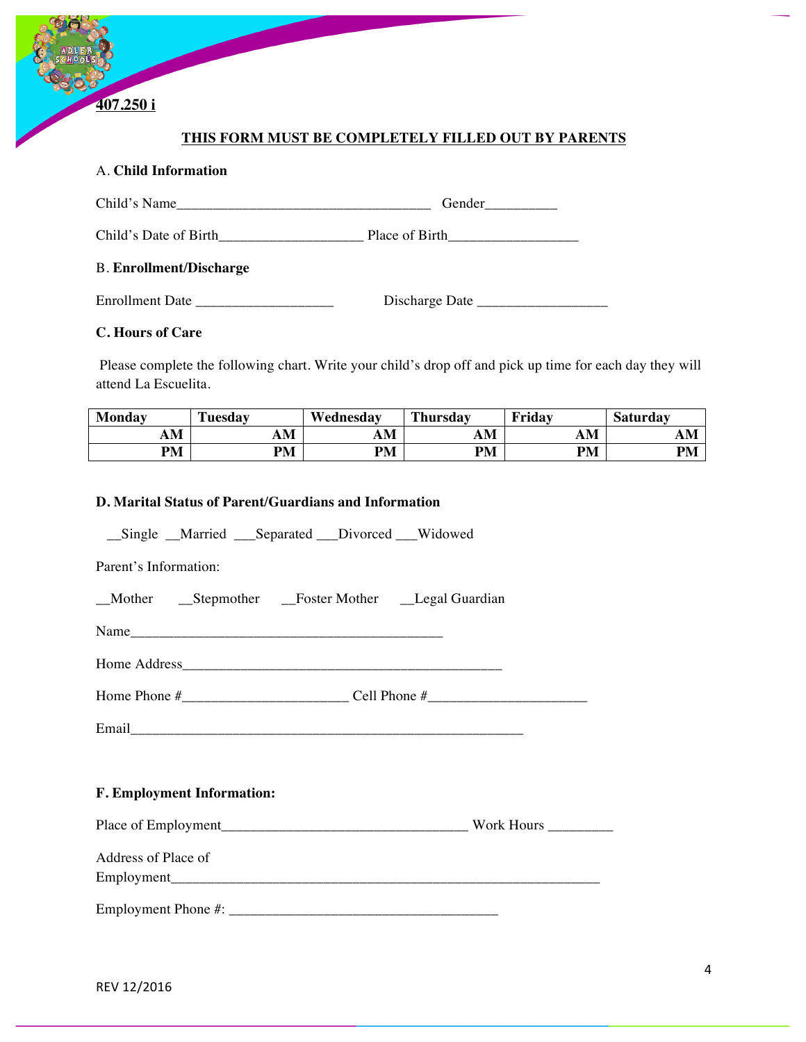**407.250 i**

**THIS FORM MUST BE COMPLETELY FILLED OUT BY PARENTS**

A. **Child Information**

Child's Name____________________________________ Gender__________

Child's Date of Birth____________________ Place of Birth__________________

B. **Enrollment/Discharge**

Enrollment Date ___________________ Discharge Date __________________

**C. Hours of Care**

Please complete the following chart. Write your child's drop off and pick up time for each day they will attend La Escuelita.

| Monday | Tuesday | Wednesday | Thursday | Friday | Saturday |
|---|---|---|---|---|---|
| AM | AM | AM | AM | AM | AM |
| PM | PM | PM | PM | PM | PM |

**D. Marital Status of Parent/Guardians and Information**

__Single __Married ___Separated ___Divorced ___Widowed

Parent's Information:

__Mother __Stepmother __Foster Mother __Legal Guardian

Name____________________________________________

Home Address____________________________________________

Home Phone #_______________________ Cell Phone #______________________

Email_______________________________________________________

**F. Employment Information:**

Place of Employment__________________________________ Work Hours _________

Address of Place of Employment_____________________________________________________________

Employment Phone #: ______________________________________

REV 12/2016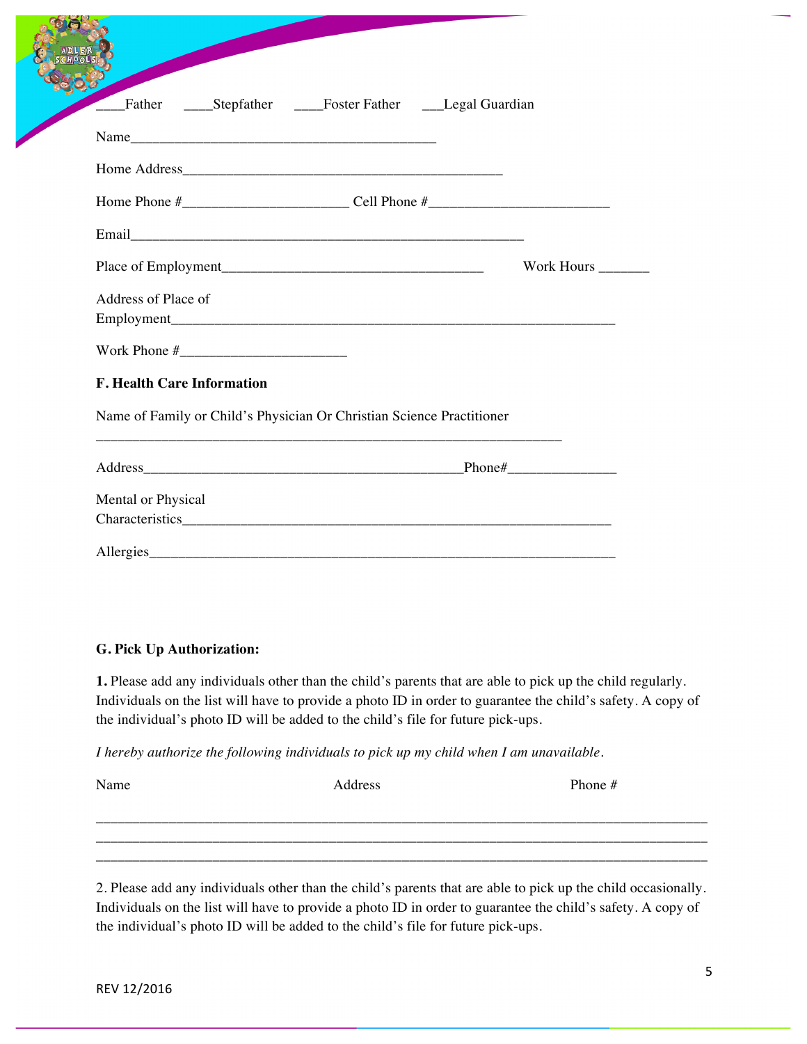____Father ____Stepfather ____Foster Father ___Legal Guardian

Name___________________________________________

Home Address_____________________________________________

Home Phone #______________________ Cell Phone #________________________

Email________________________________________________________

Place of Employment___________________________________ Work Hours _______

Address of Place of Employment______________________________________________________________

Work Phone #_______________________

**F. Health Care Information**

Name of Family or Child's Physician Or Christian Science Practitioner

_________________________________________________________________

Address_____________________________________________Phone#_______________

Mental or Physical Characteristics____________________________________________________________

Allergies_____________________________________________________________________

**G. Pick Up Authorization:**

**1.** Please add any individuals other than the child's parents that are able to pick up the child regularly. Individuals on the list will have to provide a photo ID in order to guarantee the child's safety. A copy of the individual's photo ID will be added to the child's file for future pick-ups.

*I hereby authorize the following individuals to pick up my child when I am unavailable.*

| Name | Address | Phone # |
|---|---|---|
| | | |
| | | |
| | | |

2. Please add any individuals other than the child's parents that are able to pick up the child occasionally. Individuals on the list will have to provide a photo ID in order to guarantee the child's safety. A copy of the individual's photo ID will be added to the child's file for future pick-ups.

REV 12/2016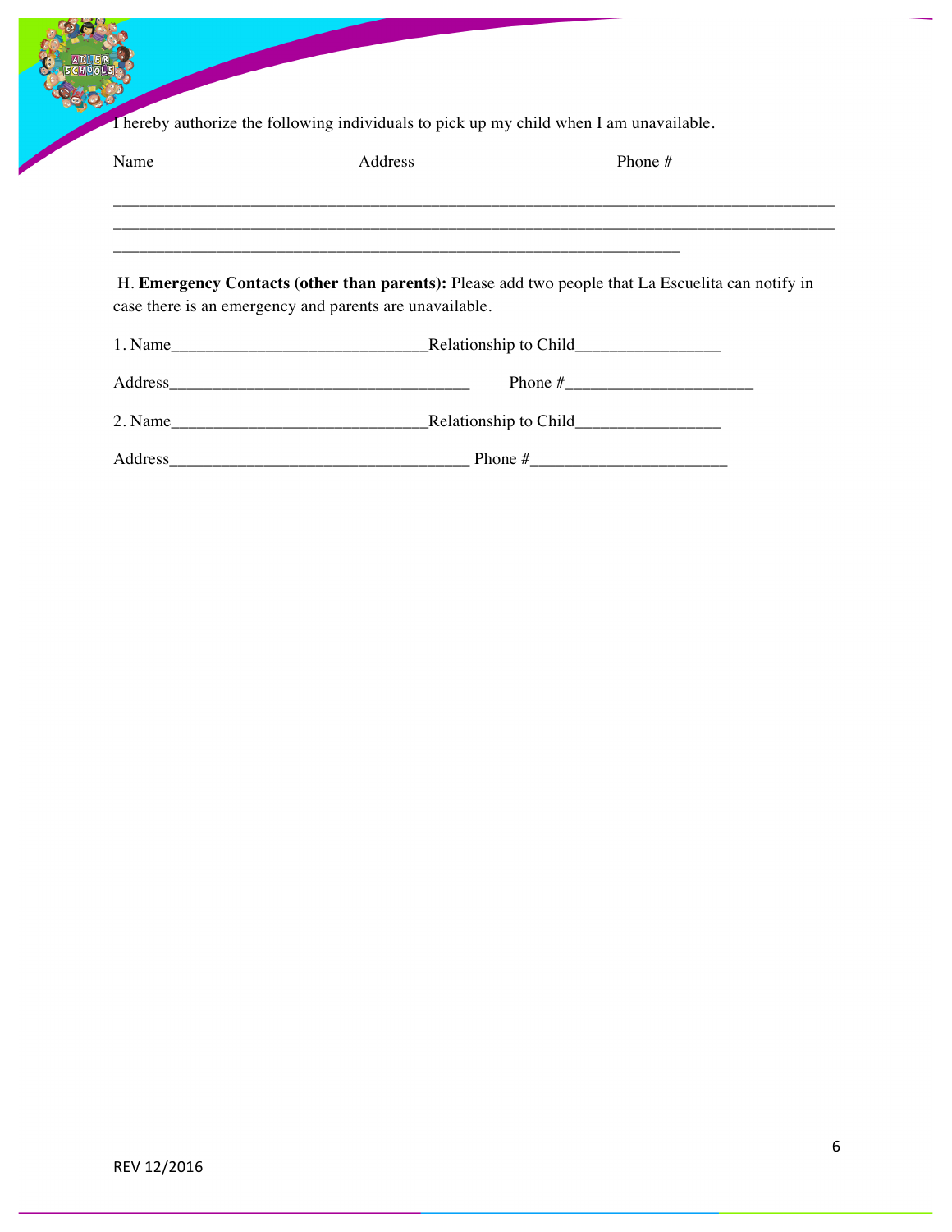I hereby authorize the following individuals to pick up my child when I am unavailable.

Name                          Address                          Phone #

_______________________________________________________________________________________

_______________________________________________________________________________________

_____________________________________________________________________

H. **Emergency Contacts (other than parents):** Please add two people that La Escuelita can notify in case there is an emergency and parents are unavailable.

1. Name_____________________________Relationship to Child________________

Address__________________________________     Phone #_____________________

2. Name_____________________________Relationship to Child________________

Address__________________________________ Phone #______________________

REV 12/2016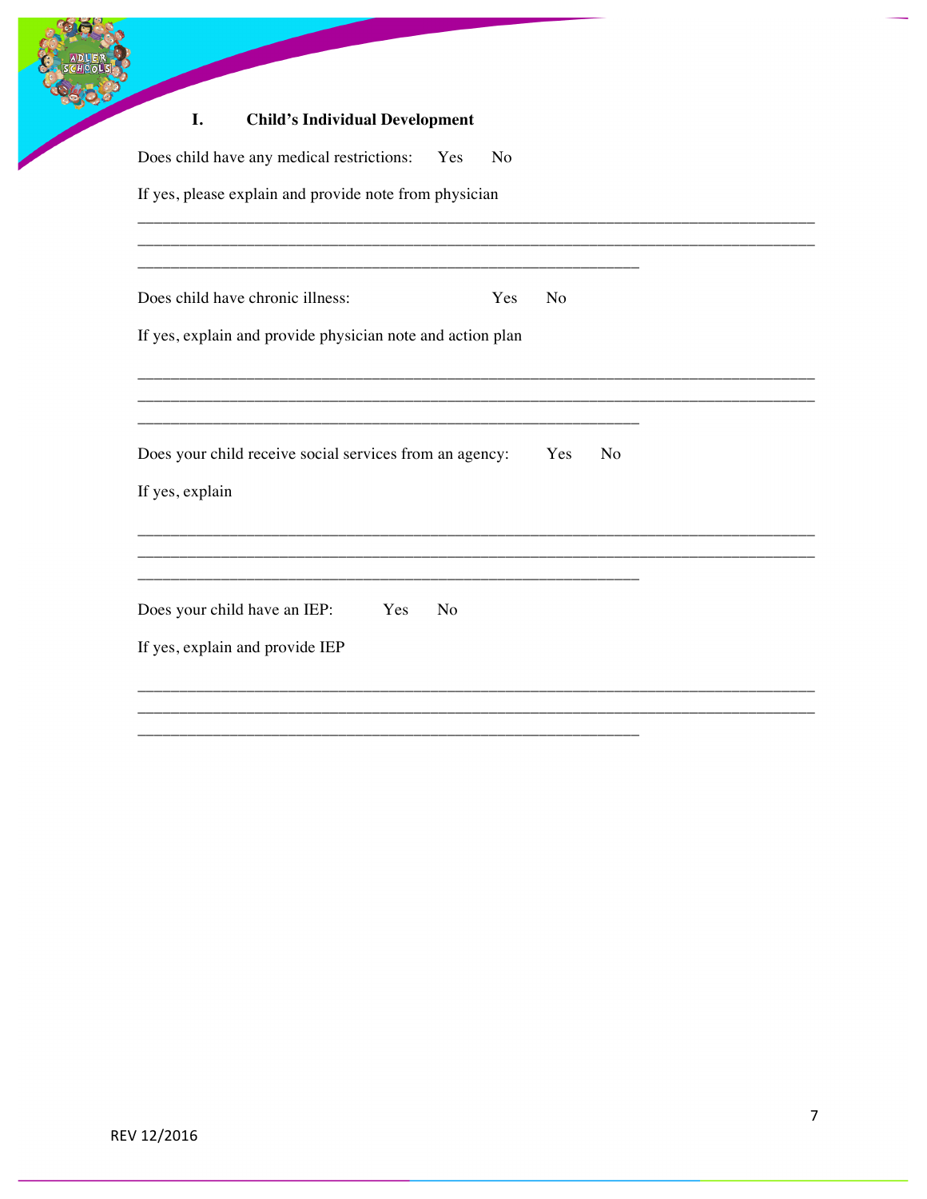## I. Child's Individual Development

Does child have any medical restrictions: Yes No

If yes, please explain and provide note from physician

______________________________________________________________________________
______________________________________________________________________________
_________________________________________________________

Does child have chronic illness: Yes No

If yes, explain and provide physician note and action plan

______________________________________________________________________________
______________________________________________________________________________
_________________________________________________________

Does your child receive social services from an agency: Yes No

If yes, explain

______________________________________________________________________________
______________________________________________________________________________
_________________________________________________________

Does your child have an IEP: Yes No

If yes, explain and provide IEP

______________________________________________________________________________
______________________________________________________________________________
_________________________________________________________

REV 12/2016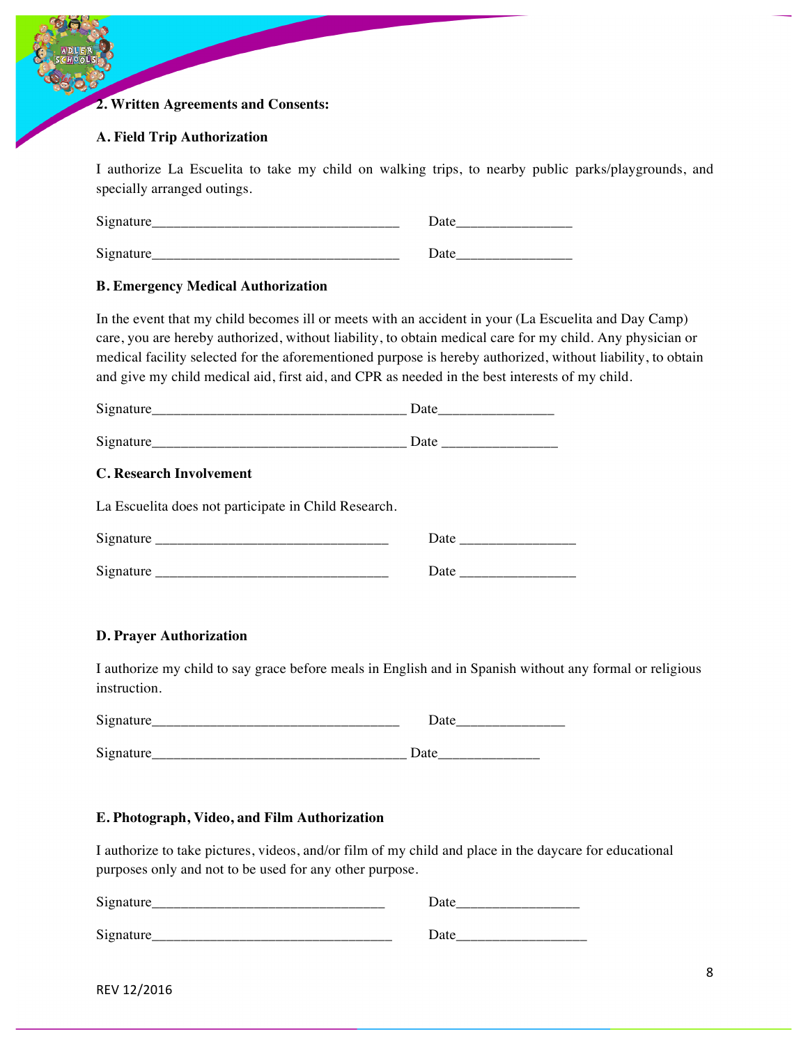**2. Written Agreements and Consents:**

**A. Field Trip Authorization**

I authorize La Escuelita to take my child on walking trips, to nearby public parks/playgrounds, and specially arranged outings.

Signature__________________________________ Date________________

Signature__________________________________ Date________________

**B. Emergency Medical Authorization**

In the event that my child becomes ill or meets with an accident in your (La Escuelita and Day Camp) care, you are hereby authorized, without liability, to obtain medical care for my child. Any physician or medical facility selected for the aforementioned purpose is hereby authorized, without liability, to obtain and give my child medical aid, first aid, and CPR as needed in the best interests of my child.

Signature___________________________________ Date________________

Signature___________________________________ Date ________________

**C. Research Involvement**

La Escuelita does not participate in Child Research.

Signature ________________________________ Date ________________

Signature ________________________________ Date ________________

**D. Prayer Authorization**

I authorize my child to say grace before meals in English and in Spanish without any formal or religious instruction.

Signature__________________________________ Date_______________

Signature___________________________________ Date______________

**E. Photograph, Video, and Film Authorization**

I authorize to take pictures, videos, and/or film of my child and place in the daycare for educational purposes only and not to be used for any other purpose.

Signature________________________________ Date_________________

Signature_________________________________ Date__________________

REV 12/2016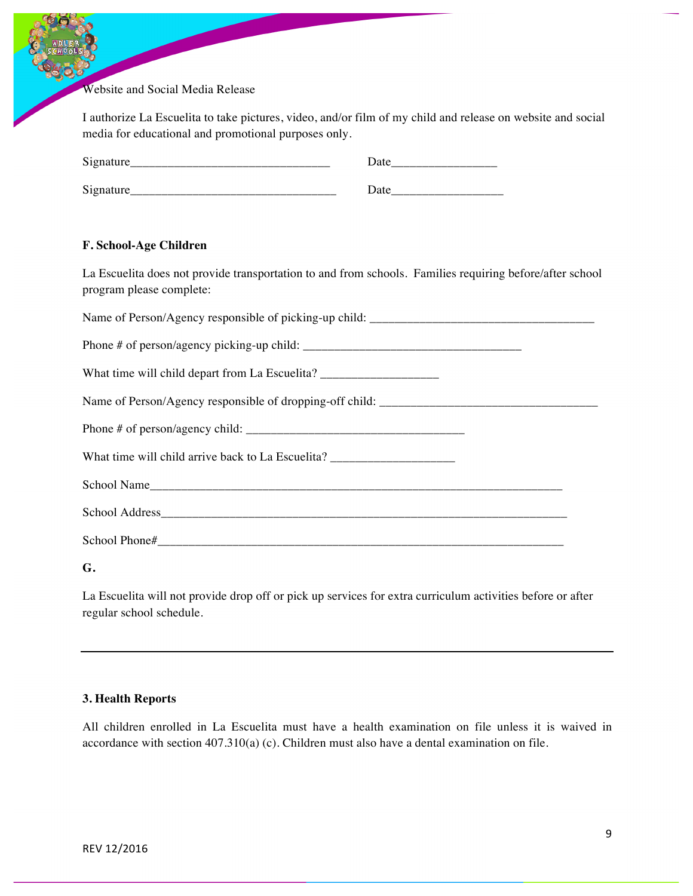Website and Social Media Release

I authorize La Escuelita to take pictures, video, and/or film of my child and release on website and social media for educational and promotional purposes only.

Signature________________________________ Date________________

Signature_________________________________ Date_________________

**F. School-Age Children**

La Escuelita does not provide transportation to and from schools. Families requiring before/after school program please complete:

Name of Person/Agency responsible of picking-up child: ____________________________________

Phone # of person/agency picking-up child: __________________________________

What time will child depart from La Escuelita? __________________

Name of Person/Agency responsible of dropping-off child: ___________________________________

Phone # of person/agency child: __________________________________

What time will child arrive back to La Escuelita? ___________________

School Name_________________________________________________________________

School Address_______________________________________________________________

School Phone#_______________________________________________________________

**G.**

La Escuelita will not provide drop off or pick up services for extra curriculum activities before or after regular school schedule.

---

**3. Health Reports**

All children enrolled in La Escuelita must have a health examination on file unless it is waived in accordance with section 407.310(a) (c). Children must also have a dental examination on file.

REV 12/2016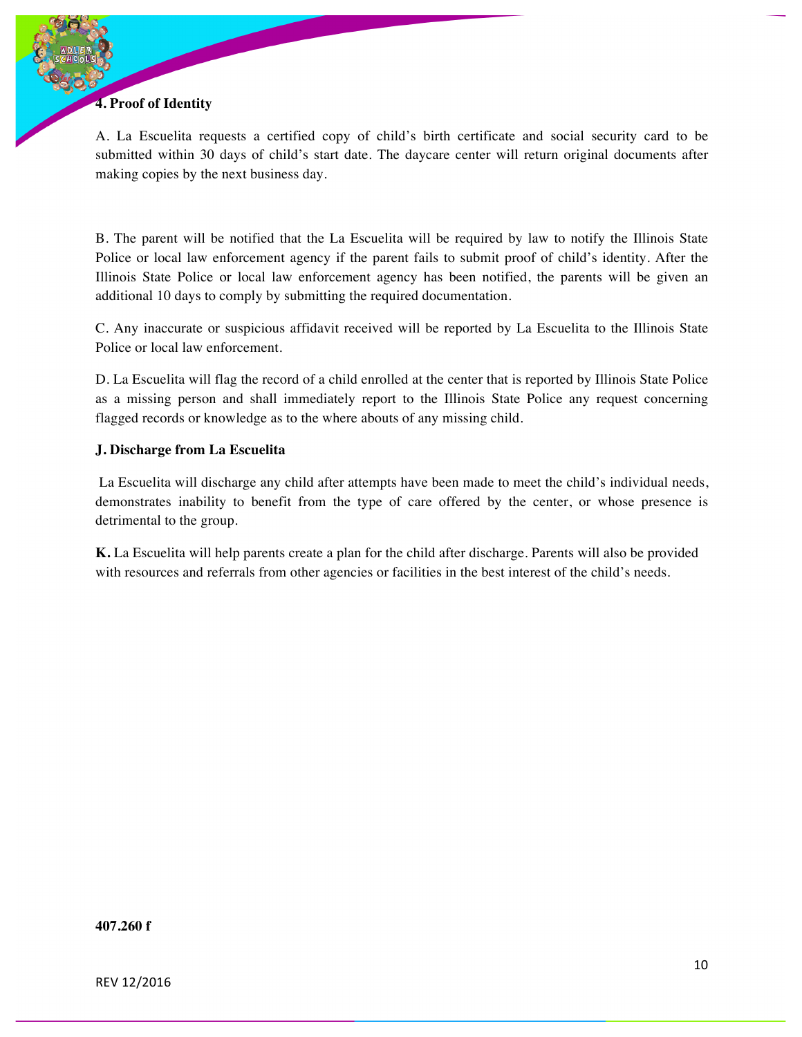**4. Proof of Identity**

A. La Escuelita requests a certified copy of child's birth certificate and social security card to be submitted within 30 days of child's start date. The daycare center will return original documents after making copies by the next business day.

B. The parent will be notified that the La Escuelita will be required by law to notify the Illinois State Police or local law enforcement agency if the parent fails to submit proof of child's identity. After the Illinois State Police or local law enforcement agency has been notified, the parents will be given an additional 10 days to comply by submitting the required documentation.

C. Any inaccurate or suspicious affidavit received will be reported by La Escuelita to the Illinois State Police or local law enforcement.

D. La Escuelita will flag the record of a child enrolled at the center that is reported by Illinois State Police as a missing person and shall immediately report to the Illinois State Police any request concerning flagged records or knowledge as to the where abouts of any missing child.

**J. Discharge from La Escuelita**

La Escuelita will discharge any child after attempts have been made to meet the child's individual needs, demonstrates inability to benefit from the type of care offered by the center, or whose presence is detrimental to the group.

**K.** La Escuelita will help parents create a plan for the child after discharge. Parents will also be provided with resources and referrals from other agencies or facilities in the best interest of the child's needs.

**407.260 f**

REV 12/2016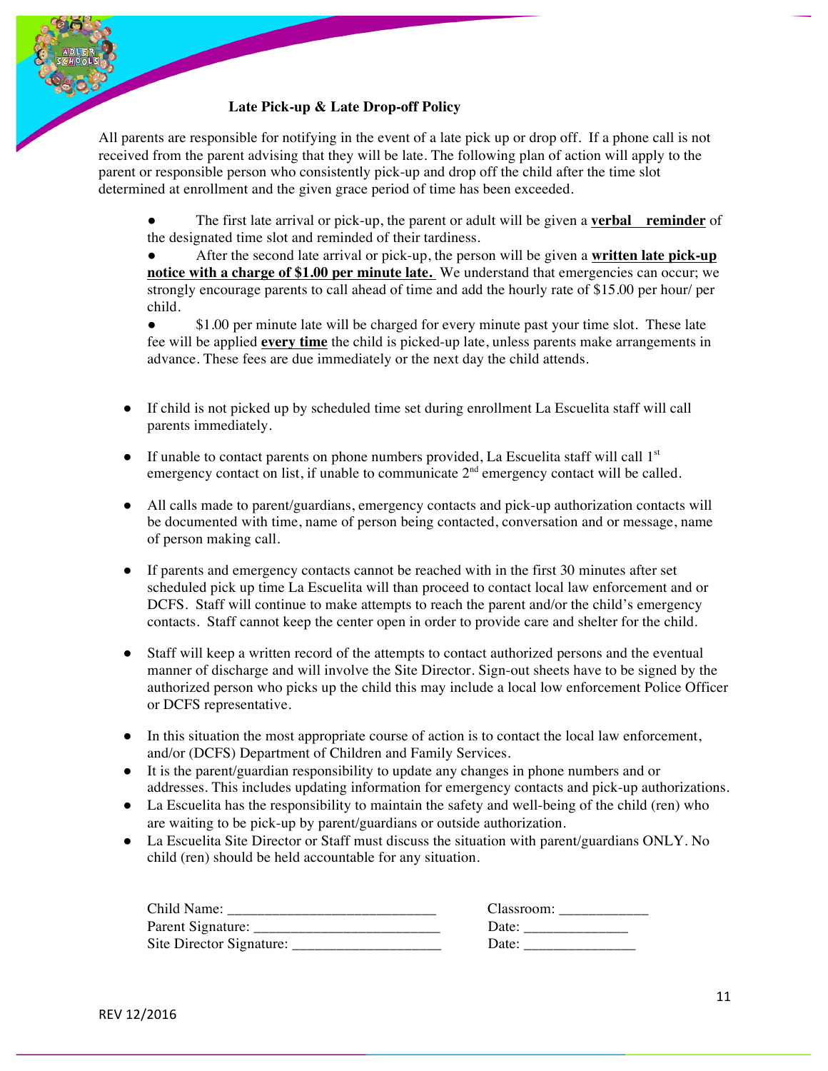## Late Pick-up & Late Drop-off Policy

All parents are responsible for notifying in the event of a late pick up or drop off. If a phone call is not received from the parent advising that they will be late. The following plan of action will apply to the parent or responsible person who consistently pick-up and drop off the child after the time slot determined at enrollment and the given grace period of time has been exceeded.

- The first late arrival or pick-up, the parent or adult will be given a **<u>verbal reminder</u>** of the designated time slot and reminded of their tardiness.
- After the second late arrival or pick-up, the person will be given a **<u>written late pick-up notice with a charge of $1.00 per minute late.</u>** We understand that emergencies can occur; we strongly encourage parents to call ahead of time and add the hourly rate of $15.00 per hour/ per child.
- $1.00 per minute late will be charged for every minute past your time slot. These late fee will be applied **<u>every time</u>** the child is picked-up late, unless parents make arrangements in advance. These fees are due immediately or the next day the child attends.

- If child is not picked up by scheduled time set during enrollment La Escuelita staff will call parents immediately.
- If unable to contact parents on phone numbers provided, La Escuelita staff will call 1st emergency contact on list, if unable to communicate 2nd emergency contact will be called.
- All calls made to parent/guardians, emergency contacts and pick-up authorization contacts will be documented with time, name of person being contacted, conversation and or message, name of person making call.
- If parents and emergency contacts cannot be reached with in the first 30 minutes after set scheduled pick up time La Escuelita will than proceed to contact local law enforcement and or DCFS. Staff will continue to make attempts to reach the parent and/or the child's emergency contacts. Staff cannot keep the center open in order to provide care and shelter for the child.
- Staff will keep a written record of the attempts to contact authorized persons and the eventual manner of discharge and will involve the Site Director. Sign-out sheets have to be signed by the authorized person who picks up the child this may include a local low enforcement Police Officer or DCFS representative.
- In this situation the most appropriate course of action is to contact the local law enforcement, and/or (DCFS) Department of Children and Family Services.
- It is the parent/guardian responsibility to update any changes in phone numbers and or addresses. This includes updating information for emergency contacts and pick-up authorizations.
- La Escuelita has the responsibility to maintain the safety and well-being of the child (ren) who are waiting to be pick-up by parent/guardians or outside authorization.
- La Escuelita Site Director or Staff must discuss the situation with parent/guardians ONLY. No child (ren) should be held accountable for any situation.

Child Name: ___________________________ Classroom: ___________

Parent Signature: _________________________ Date: ______________

Site Director Signature: ____________________ Date: _______________

REV 12/2016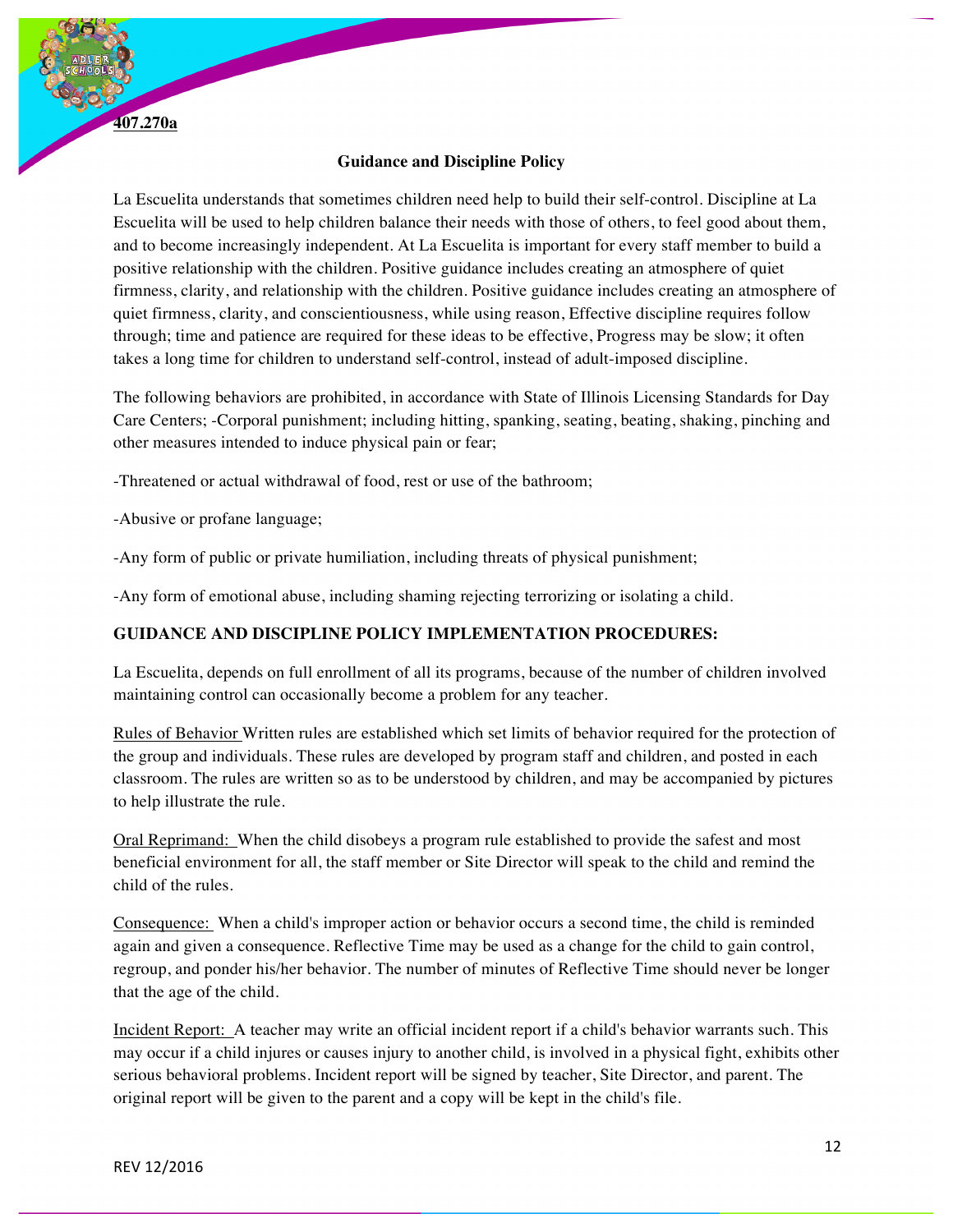**407.270a**

**Guidance and Discipline Policy**

La Escuelita understands that sometimes children need help to build their self-control. Discipline at La Escuelita will be used to help children balance their needs with those of others, to feel good about them, and to become increasingly independent. At La Escuelita is important for every staff member to build a positive relationship with the children. Positive guidance includes creating an atmosphere of quiet firmness, clarity, and relationship with the children. Positive guidance includes creating an atmosphere of quiet firmness, clarity, and conscientiousness, while using reason, Effective discipline requires follow through; time and patience are required for these ideas to be effective, Progress may be slow; it often takes a long time for children to understand self-control, instead of adult-imposed discipline.

The following behaviors are prohibited, in accordance with State of Illinois Licensing Standards for Day Care Centers; -Corporal punishment; including hitting, spanking, seating, beating, shaking, pinching and other measures intended to induce physical pain or fear;

-Threatened or actual withdrawal of food, rest or use of the bathroom;

-Abusive or profane language;

-Any form of public or private humiliation, including threats of physical punishment;

-Any form of emotional abuse, including shaming rejecting terrorizing or isolating a child.

**GUIDANCE AND DISCIPLINE POLICY IMPLEMENTATION PROCEDURES:**

La Escuelita, depends on full enrollment of all its programs, because of the number of children involved maintaining control can occasionally become a problem for any teacher.

Rules of Behavior Written rules are established which set limits of behavior required for the protection of the group and individuals. These rules are developed by program staff and children, and posted in each classroom. The rules are written so as to be understood by children, and may be accompanied by pictures to help illustrate the rule.

Oral Reprimand: When the child disobeys a program rule established to provide the safest and most beneficial environment for all, the staff member or Site Director will speak to the child and remind the child of the rules.

Consequence: When a child's improper action or behavior occurs a second time, the child is reminded again and given a consequence. Reflective Time may be used as a change for the child to gain control, regroup, and ponder his/her behavior. The number of minutes of Reflective Time should never be longer that the age of the child.

Incident Report: A teacher may write an official incident report if a child's behavior warrants such. This may occur if a child injures or causes injury to another child, is involved in a physical fight, exhibits other serious behavioral problems. Incident report will be signed by teacher, Site Director, and parent. The original report will be given to the parent and a copy will be kept in the child's file.

REV 12/2016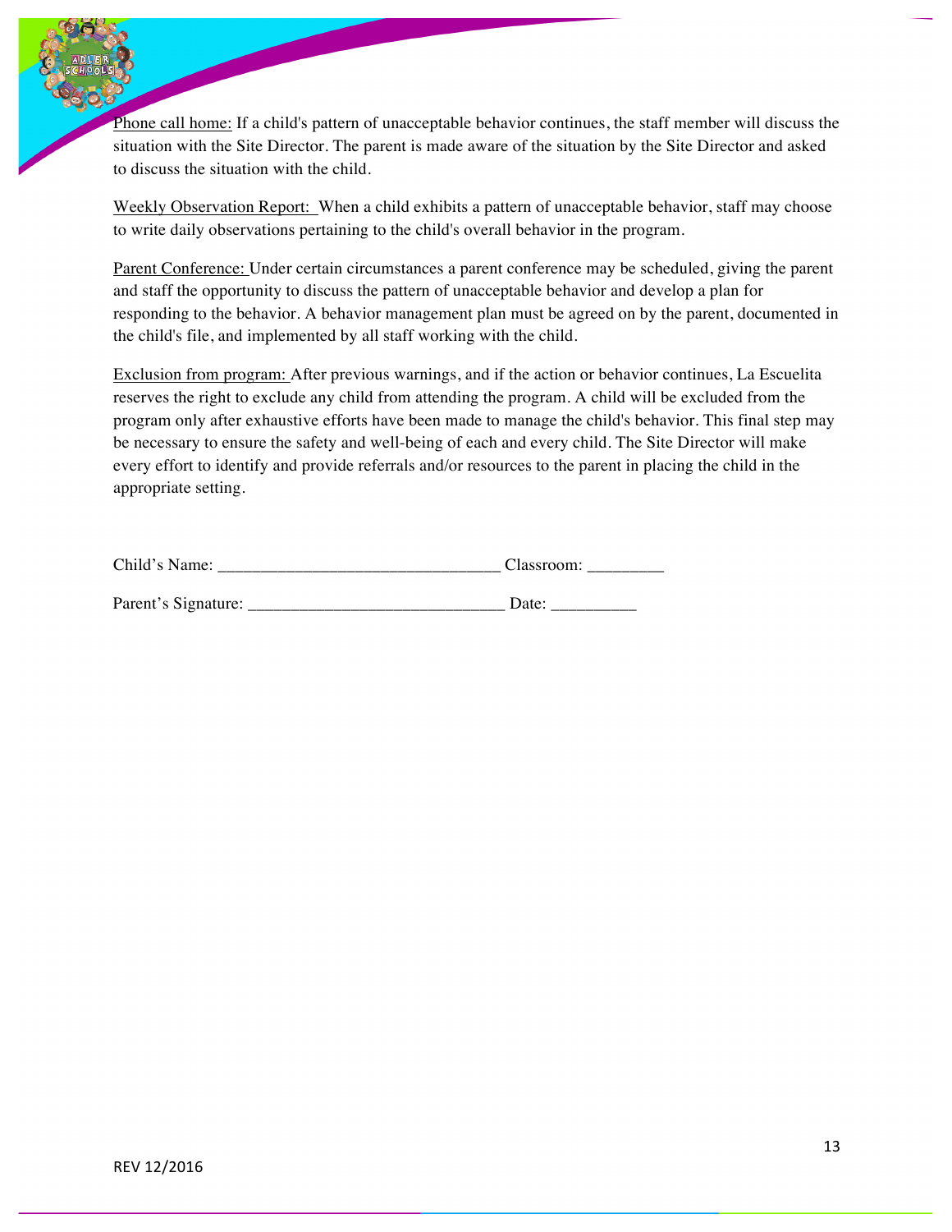Phone call home: If a child's pattern of unacceptable behavior continues, the staff member will discuss the situation with the Site Director. The parent is made aware of the situation by the Site Director and asked to discuss the situation with the child.

Weekly Observation Report: When a child exhibits a pattern of unacceptable behavior, staff may choose to write daily observations pertaining to the child's overall behavior in the program.

Parent Conference: Under certain circumstances a parent conference may be scheduled, giving the parent and staff the opportunity to discuss the pattern of unacceptable behavior and develop a plan for responding to the behavior. A behavior management plan must be agreed on by the parent, documented in the child's file, and implemented by all staff working with the child.

Exclusion from program: After previous warnings, and if the action or behavior continues, La Escuelita reserves the right to exclude any child from attending the program. A child will be excluded from the program only after exhaustive efforts have been made to manage the child's behavior. This final step may be necessary to ensure the safety and well-being of each and every child. The Site Director will make every effort to identify and provide referrals and/or resources to the parent in placing the child in the appropriate setting.

Child's Name: _______________________________ Classroom: _________

Parent's Signature: _____________________________ Date: __________

REV 12/2016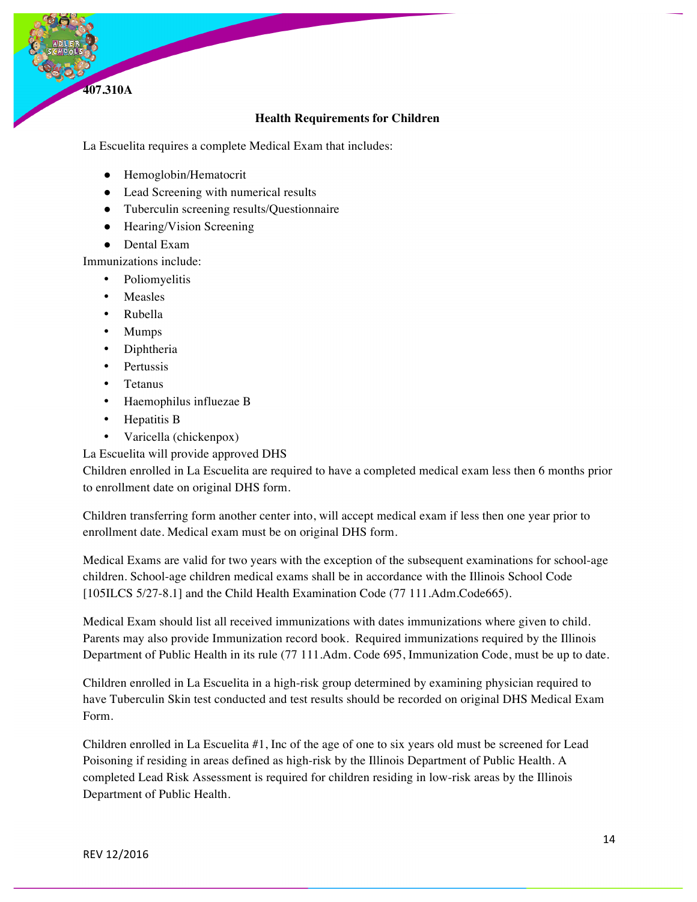**407.310A**

## Health Requirements for Children

La Escuelita requires a complete Medical Exam that includes:

- Hemoglobin/Hematocrit
- Lead Screening with numerical results
- Tuberculin screening results/Questionnaire
- Hearing/Vision Screening
- Dental Exam

Immunizations include:

- Poliomyelitis
- Measles
- Rubella
- Mumps
- Diphtheria
- Pertussis
- Tetanus
- Haemophilus influezae B
- Hepatitis B
- Varicella (chickenpox)

La Escuelita will provide approved DHS
Children enrolled in La Escuelita are required to have a completed medical exam less then 6 months prior to enrollment date on original DHS form.

Children transferring form another center into, will accept medical exam if less then one year prior to enrollment date. Medical exam must be on original DHS form.

Medical Exams are valid for two years with the exception of the subsequent examinations for school-age children. School-age children medical exams shall be in accordance with the Illinois School Code [105ILCS 5/27-8.1] and the Child Health Examination Code (77 111.Adm.Code665).

Medical Exam should list all received immunizations with dates immunizations where given to child. Parents may also provide Immunization record book. Required immunizations required by the Illinois Department of Public Health in its rule (77 111.Adm. Code 695, Immunization Code, must be up to date.

Children enrolled in La Escuelita in a high-risk group determined by examining physician required to have Tuberculin Skin test conducted and test results should be recorded on original DHS Medical Exam Form.

Children enrolled in La Escuelita #1, Inc of the age of one to six years old must be screened for Lead Poisoning if residing in areas defined as high-risk by the Illinois Department of Public Health. A completed Lead Risk Assessment is required for children residing in low-risk areas by the Illinois Department of Public Health.

REV 12/2016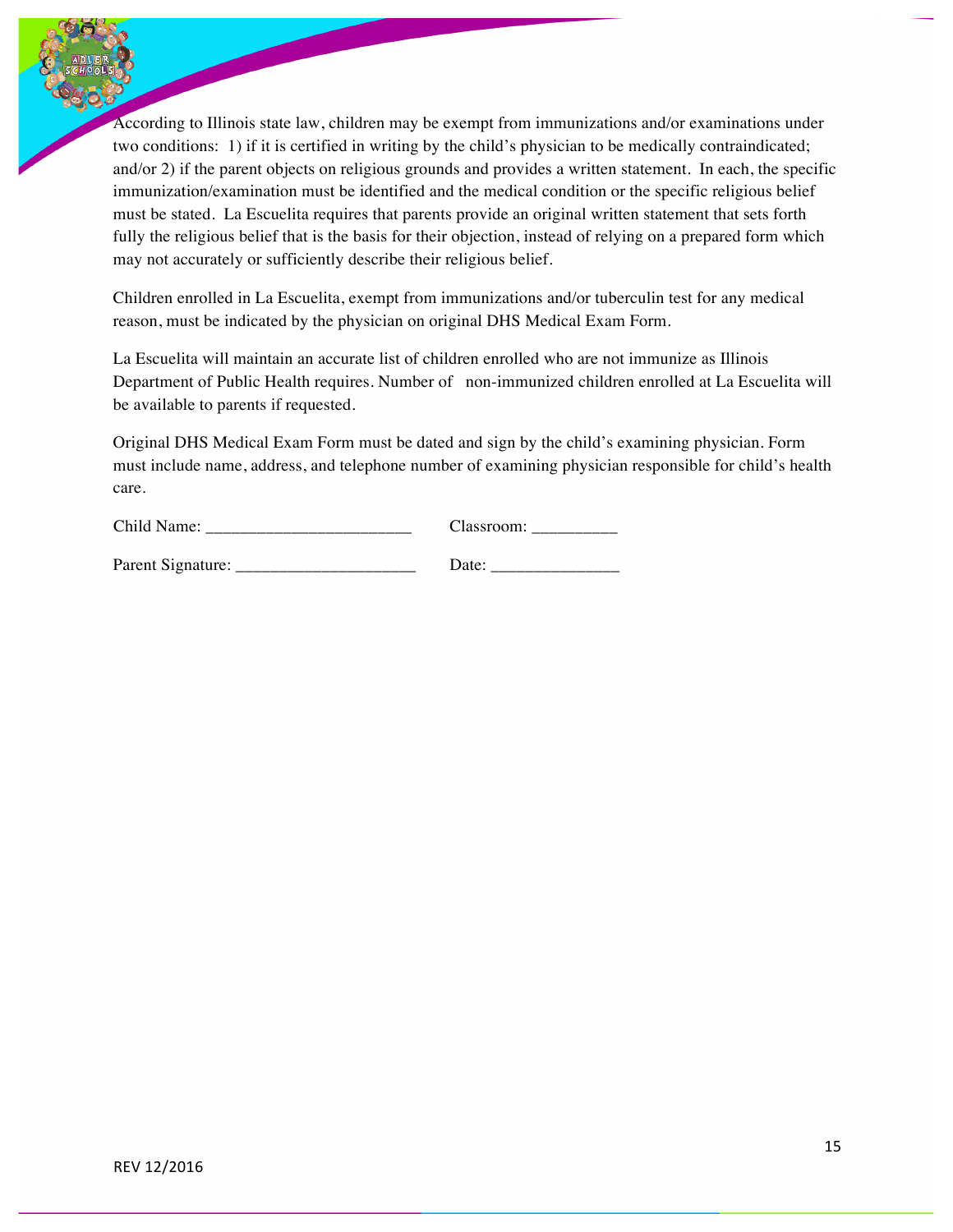According to Illinois state law, children may be exempt from immunizations and/or examinations under two conditions: 1) if it is certified in writing by the child's physician to be medically contraindicated; and/or 2) if the parent objects on religious grounds and provides a written statement. In each, the specific immunization/examination must be identified and the medical condition or the specific religious belief must be stated. La Escuelita requires that parents provide an original written statement that sets forth fully the religious belief that is the basis for their objection, instead of relying on a prepared form which may not accurately or sufficiently describe their religious belief.

Children enrolled in La Escuelita, exempt from immunizations and/or tuberculin test for any medical reason, must be indicated by the physician on original DHS Medical Exam Form.

La Escuelita will maintain an accurate list of children enrolled who are not immunize as Illinois Department of Public Health requires. Number of non-immunized children enrolled at La Escuelita will be available to parents if requested.

Original DHS Medical Exam Form must be dated and sign by the child's examining physician. Form must include name, address, and telephone number of examining physician responsible for child's health care.

Child Name: _______________________ Classroom: _________

Parent Signature: ____________________ Date: ______________

REV 12/2016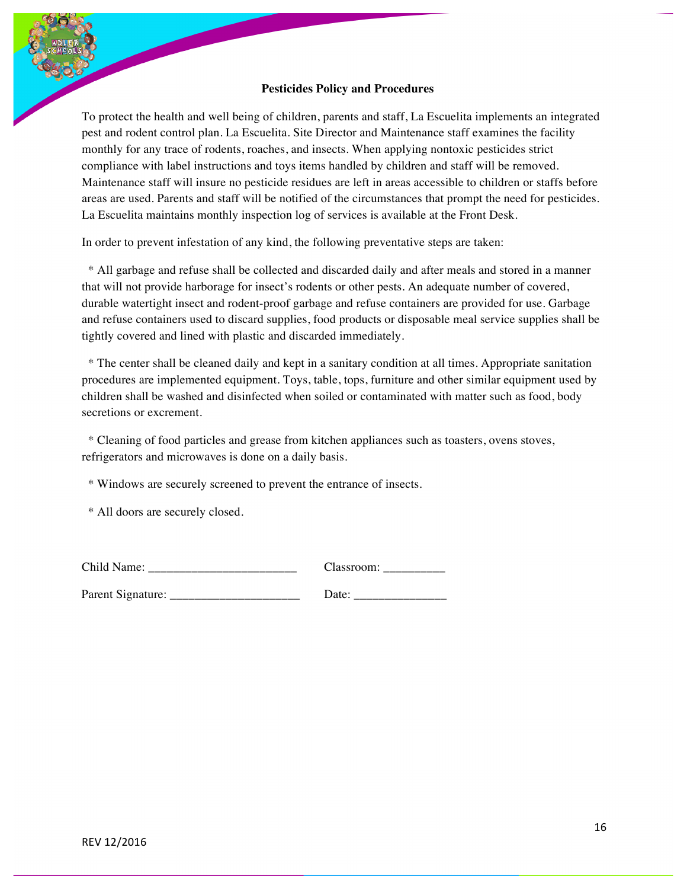**Pesticides Policy and Procedures**

To protect the health and well being of children, parents and staff, La Escuelita implements an integrated pest and rodent control plan. La Escuelita. Site Director and Maintenance staff examines the facility monthly for any trace of rodents, roaches, and insects. When applying nontoxic pesticides strict compliance with label instructions and toys items handled by children and staff will be removed. Maintenance staff will insure no pesticide residues are left in areas accessible to children or staffs before areas are used. Parents and staff will be notified of the circumstances that prompt the need for pesticides. La Escuelita maintains monthly inspection log of services is available at the Front Desk.

In order to prevent infestation of any kind, the following preventative steps are taken:

* All garbage and refuse shall be collected and discarded daily and after meals and stored in a manner that will not provide harborage for insect's rodents or other pests. An adequate number of covered, durable watertight insect and rodent-proof garbage and refuse containers are provided for use. Garbage and refuse containers used to discard supplies, food products or disposable meal service supplies shall be tightly covered and lined with plastic and discarded immediately.

* The center shall be cleaned daily and kept in a sanitary condition at all times. Appropriate sanitation procedures are implemented equipment. Toys, table, tops, furniture and other similar equipment used by children shall be washed and disinfected when soiled or contaminated with matter such as food, body secretions or excrement.

* Cleaning of food particles and grease from kitchen appliances such as toasters, ovens stoves, refrigerators and microwaves is done on a daily basis.

* Windows are securely screened to prevent the entrance of insects.

* All doors are securely closed.

Child Name: ________________________ Classroom: __________

Parent Signature: _____________________ Date: _______________

REV 12/2016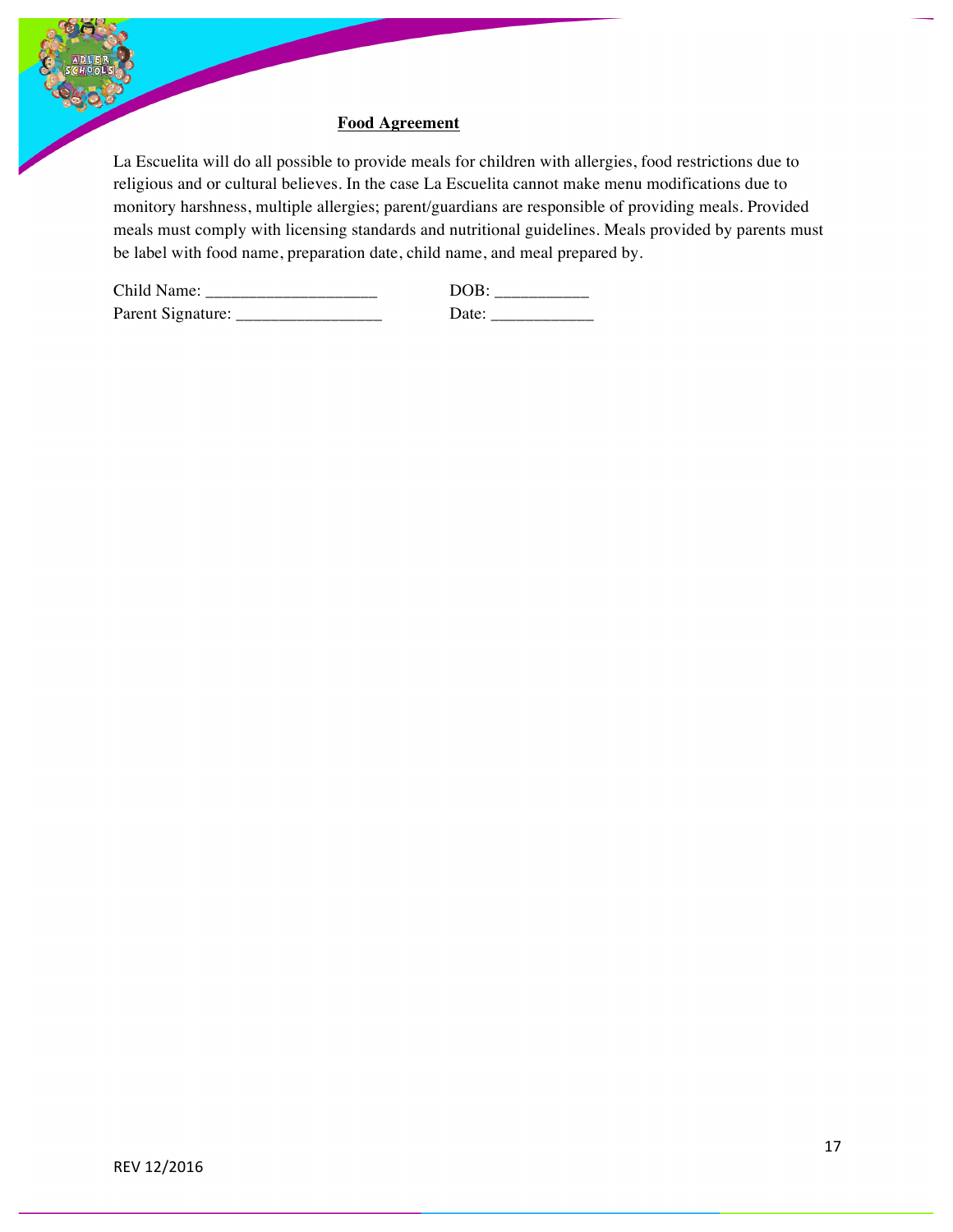## Food Agreement

La Escuelita will do all possible to provide meals for children with allergies, food restrictions due to religious and or cultural believes. In the case La Escuelita cannot make menu modifications due to monitory harshness, multiple allergies; parent/guardians are responsible of providing meals. Provided meals must comply with licensing standards and nutritional guidelines. Meals provided by parents must be label with food name, preparation date, child name, and meal prepared by.

Child Name: ____________________ DOB: ___________

Parent Signature: _________________ Date: ____________

REV 12/2016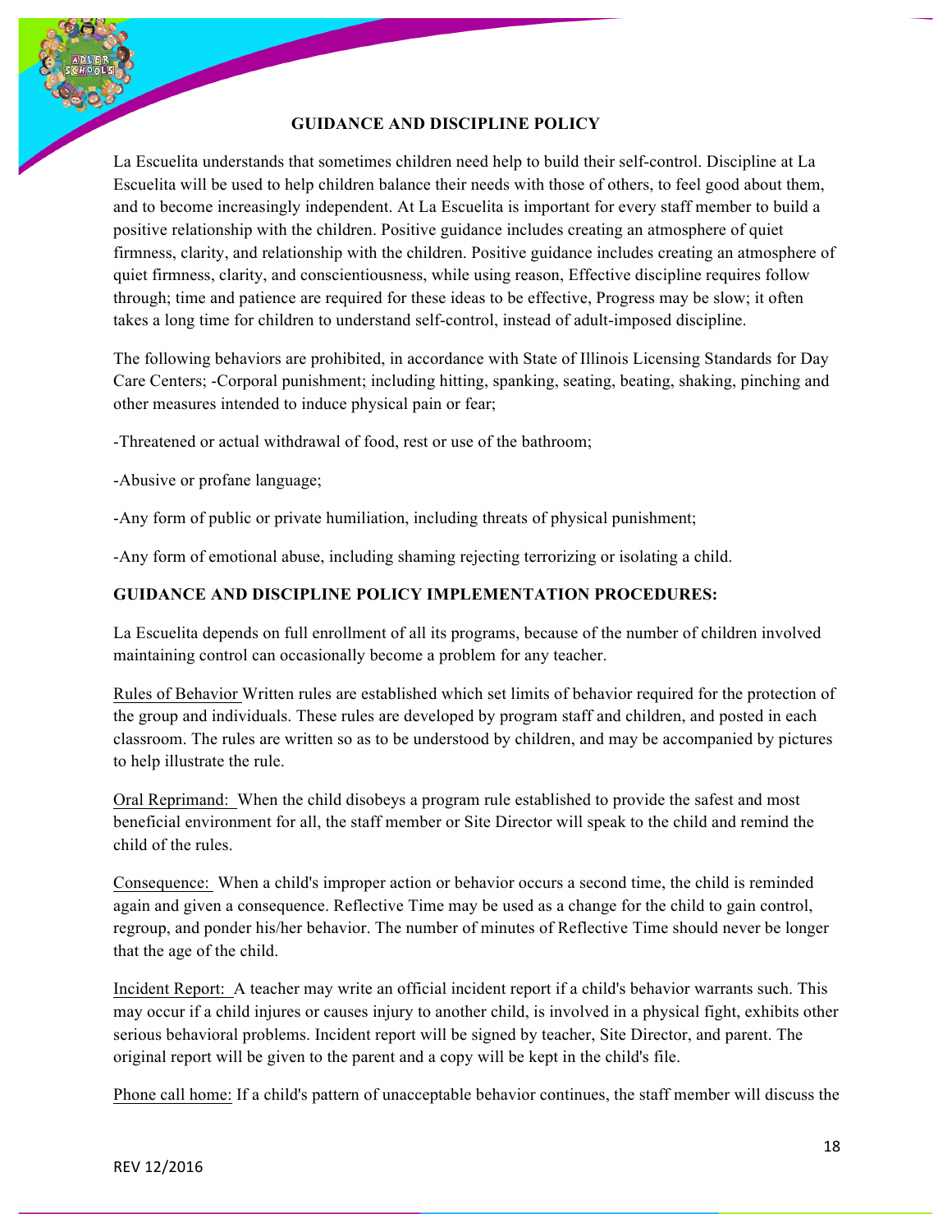## GUIDANCE AND DISCIPLINE POLICY

La Escuelita understands that sometimes children need help to build their self-control. Discipline at La Escuelita will be used to help children balance their needs with those of others, to feel good about them, and to become increasingly independent. At La Escuelita is important for every staff member to build a positive relationship with the children. Positive guidance includes creating an atmosphere of quiet firmness, clarity, and relationship with the children. Positive guidance includes creating an atmosphere of quiet firmness, clarity, and conscientiousness, while using reason, Effective discipline requires follow through; time and patience are required for these ideas to be effective, Progress may be slow; it often takes a long time for children to understand self-control, instead of adult-imposed discipline.

The following behaviors are prohibited, in accordance with State of Illinois Licensing Standards for Day Care Centers; -Corporal punishment; including hitting, spanking, seating, beating, shaking, pinching and other measures intended to induce physical pain or fear;

-Threatened or actual withdrawal of food, rest or use of the bathroom;

-Abusive or profane language;

-Any form of public or private humiliation, including threats of physical punishment;

-Any form of emotional abuse, including shaming rejecting terrorizing or isolating a child.

### GUIDANCE AND DISCIPLINE POLICY IMPLEMENTATION PROCEDURES:

La Escuelita depends on full enrollment of all its programs, because of the number of children involved maintaining control can occasionally become a problem for any teacher.

Rules of Behavior Written rules are established which set limits of behavior required for the protection of the group and individuals. These rules are developed by program staff and children, and posted in each classroom. The rules are written so as to be understood by children, and may be accompanied by pictures to help illustrate the rule.

Oral Reprimand: When the child disobeys a program rule established to provide the safest and most beneficial environment for all, the staff member or Site Director will speak to the child and remind the child of the rules.

Consequence: When a child's improper action or behavior occurs a second time, the child is reminded again and given a consequence. Reflective Time may be used as a change for the child to gain control, regroup, and ponder his/her behavior. The number of minutes of Reflective Time should never be longer that the age of the child.

Incident Report: A teacher may write an official incident report if a child's behavior warrants such. This may occur if a child injures or causes injury to another child, is involved in a physical fight, exhibits other serious behavioral problems. Incident report will be signed by teacher, Site Director, and parent. The original report will be given to the parent and a copy will be kept in the child's file.

Phone call home: If a child's pattern of unacceptable behavior continues, the staff member will discuss the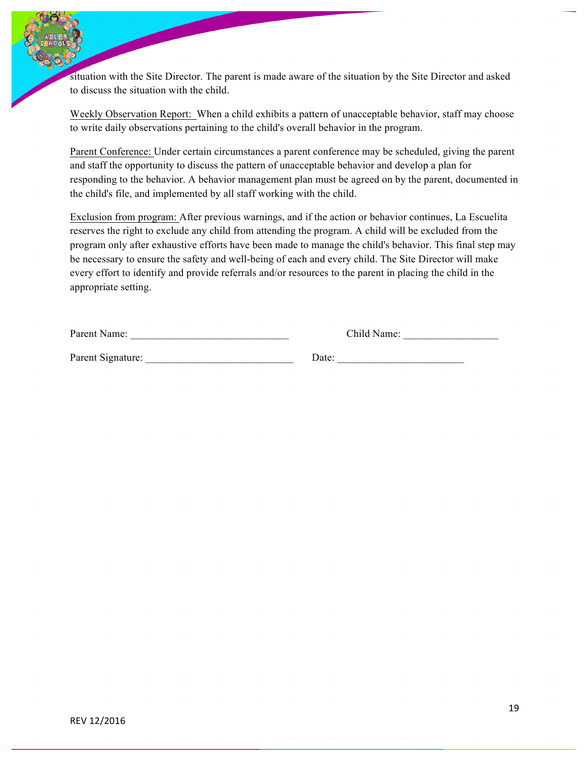situation with the Site Director. The parent is made aware of the situation by the Site Director and asked to discuss the situation with the child.

Weekly Observation Report: When a child exhibits a pattern of unacceptable behavior, staff may choose to write daily observations pertaining to the child's overall behavior in the program.

Parent Conference: Under certain circumstances a parent conference may be scheduled, giving the parent and staff the opportunity to discuss the pattern of unacceptable behavior and develop a plan for responding to the behavior. A behavior management plan must be agreed on by the parent, documented in the child's file, and implemented by all staff working with the child.

Exclusion from program: After previous warnings, and if the action or behavior continues, La Escuelita reserves the right to exclude any child from attending the program. A child will be excluded from the program only after exhaustive efforts have been made to manage the child's behavior. This final step may be necessary to ensure the safety and well-being of each and every child. The Site Director will make every effort to identify and provide referrals and/or resources to the parent in placing the child in the appropriate setting.

Parent Name: _____________________________ Child Name: _________________

Parent Signature: ___________________________ Date: _______________________

REV 12/2016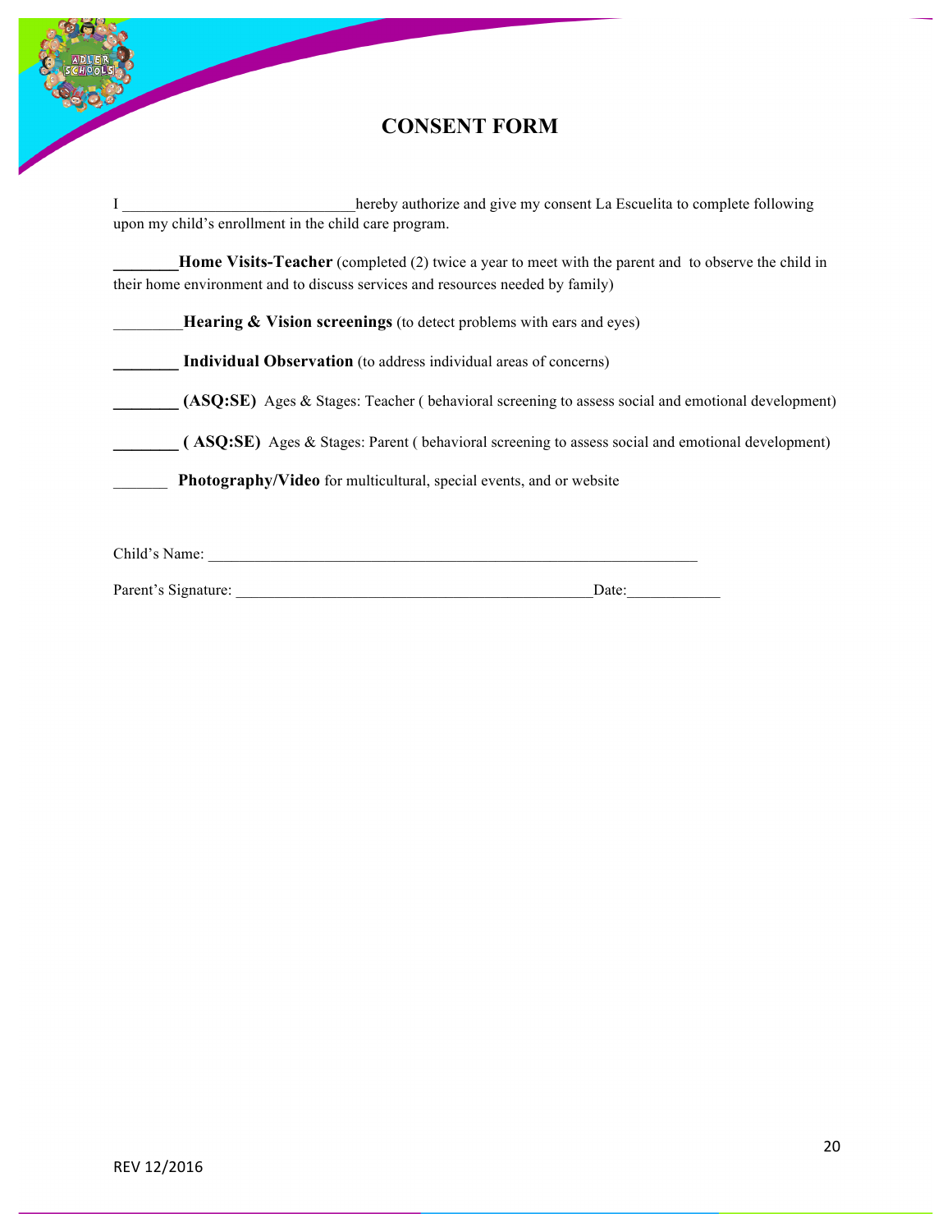# CONSENT FORM

I ______________________________hereby authorize and give my consent La Escuelita to complete following upon my child's enrollment in the child care program.

________**Home Visits-Teacher** (completed (2) twice a year to meet with the parent and to observe the child in their home environment and to discuss services and resources needed by family)

_________**Hearing & Vision screenings** (to detect problems with ears and eyes)

________ **Individual Observation** (to address individual areas of concerns)

________ **(ASQ:SE)** Ages & Stages: Teacher ( behavioral screening to assess social and emotional development)

________ **( ASQ:SE)** Ages & Stages: Parent ( behavioral screening to assess social and emotional development)

_______ **Photography/Video** for multicultural, special events, and or website

Child's Name: ________________________________________________________________

Parent's Signature: ______________________________________________Date:____________

REV 12/2016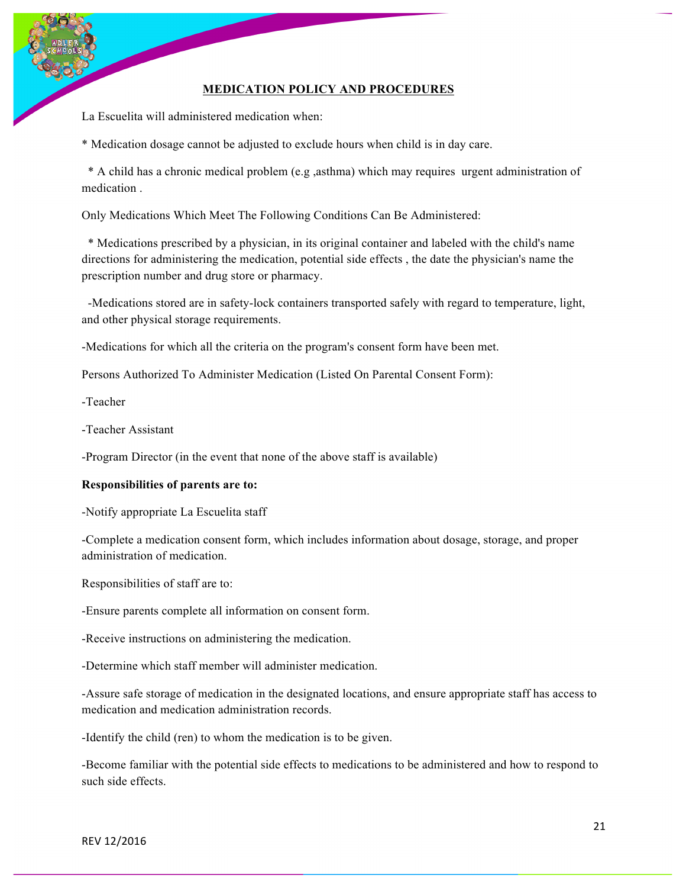## MEDICATION POLICY AND PROCEDURES

La Escuelita will administered medication when:

* Medication dosage cannot be adjusted to exclude hours when child is in day care.

* A child has a chronic medical problem (e.g ,asthma) which may requires urgent administration of medication .

Only Medications Which Meet The Following Conditions Can Be Administered:

* Medications prescribed by a physician, in its original container and labeled with the child's name directions for administering the medication, potential side effects , the date the physician's name the prescription number and drug store or pharmacy.

-Medications stored are in safety-lock containers transported safely with regard to temperature, light, and other physical storage requirements.

-Medications for which all the criteria on the program's consent form have been met.

Persons Authorized To Administer Medication (Listed On Parental Consent Form):

-Teacher

-Teacher Assistant

-Program Director (in the event that none of the above staff is available)

**Responsibilities of parents are to:**

-Notify appropriate La Escuelita staff

-Complete a medication consent form, which includes information about dosage, storage, and proper administration of medication.

Responsibilities of staff are to:

-Ensure parents complete all information on consent form.

-Receive instructions on administering the medication.

-Determine which staff member will administer medication.

-Assure safe storage of medication in the designated locations, and ensure appropriate staff has access to medication and medication administration records.

-Identify the child (ren) to whom the medication is to be given.

-Become familiar with the potential side effects to medications to be administered and how to respond to such side effects.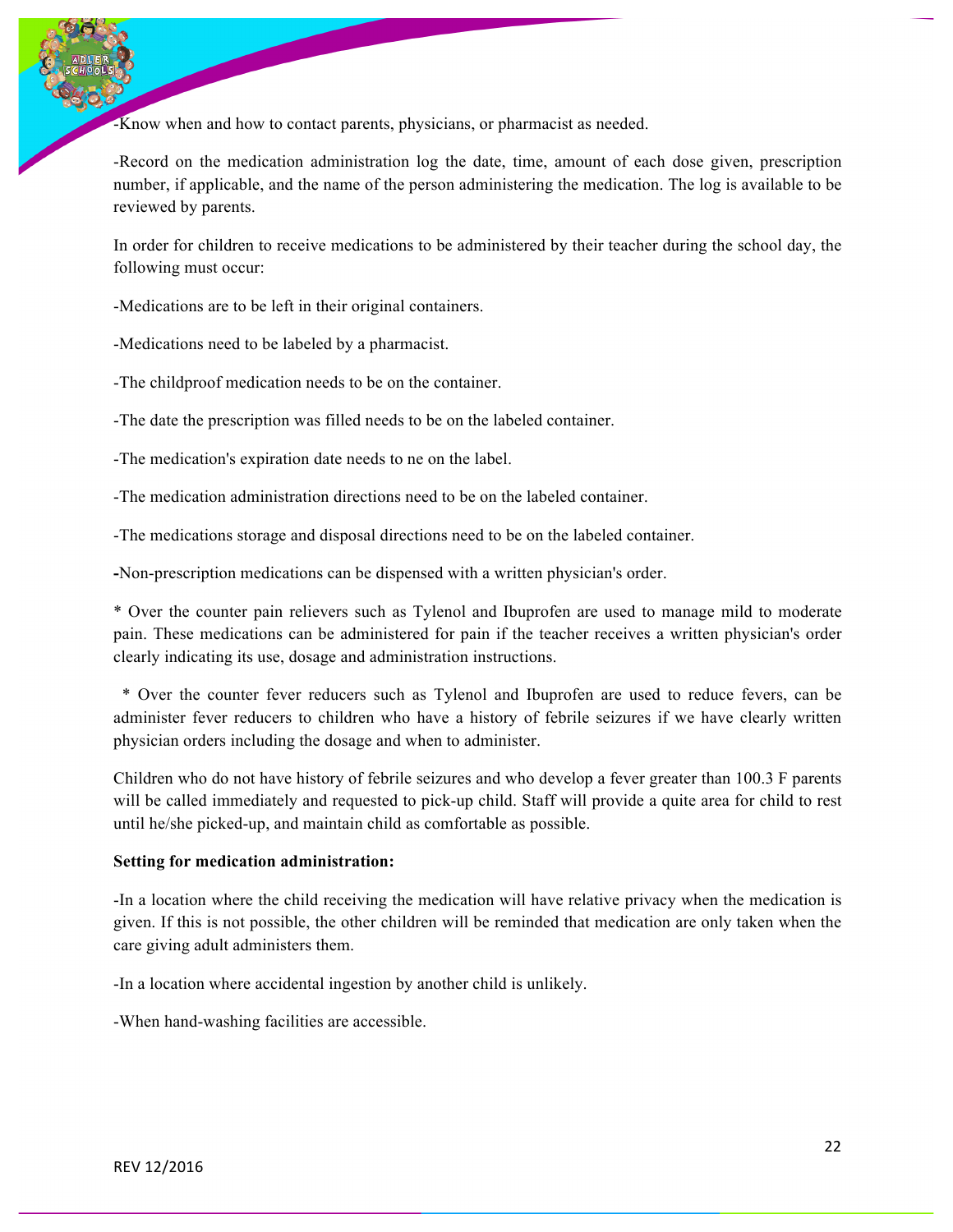-Know when and how to contact parents, physicians, or pharmacist as needed.

-Record on the medication administration log the date, time, amount of each dose given, prescription number, if applicable, and the name of the person administering the medication. The log is available to be reviewed by parents.

In order for children to receive medications to be administered by their teacher during the school day, the following must occur:

-Medications are to be left in their original containers.

-Medications need to be labeled by a pharmacist.

-The childproof medication needs to be on the container.

-The date the prescription was filled needs to be on the labeled container.

-The medication's expiration date needs to ne on the label.

-The medication administration directions need to be on the labeled container.

-The medications storage and disposal directions need to be on the labeled container.

-Non-prescription medications can be dispensed with a written physician's order.

* Over the counter pain relievers such as Tylenol and Ibuprofen are used to manage mild to moderate pain. These medications can be administered for pain if the teacher receives a written physician's order clearly indicating its use, dosage and administration instructions.

* Over the counter fever reducers such as Tylenol and Ibuprofen are used to reduce fevers, can be administer fever reducers to children who have a history of febrile seizures if we have clearly written physician orders including the dosage and when to administer.

Children who do not have history of febrile seizures and who develop a fever greater than 100.3 F parents will be called immediately and requested to pick-up child. Staff will provide a quite area for child to rest until he/she picked-up, and maintain child as comfortable as possible.

**Setting for medication administration:**

-In a location where the child receiving the medication will have relative privacy when the medication is given. If this is not possible, the other children will be reminded that medication are only taken when the care giving adult administers them.

-In a location where accidental ingestion by another child is unlikely.

-When hand-washing facilities are accessible.

REV 12/2016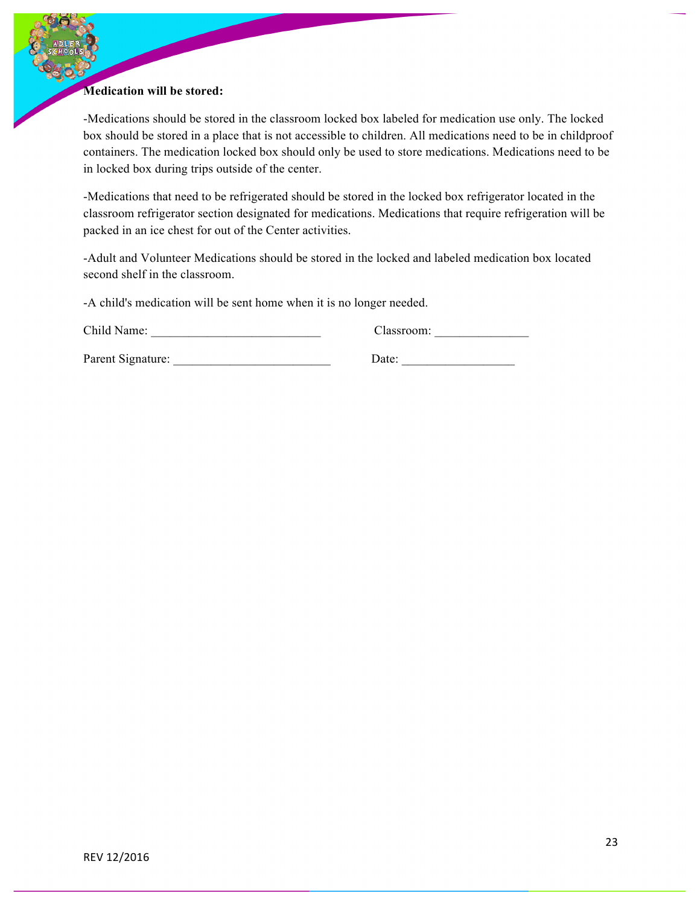**Medication will be stored:**

-Medications should be stored in the classroom locked box labeled for medication use only. The locked box should be stored in a place that is not accessible to children. All medications need to be in childproof containers. The medication locked box should only be used to store medications. Medications need to be in locked box during trips outside of the center.

-Medications that need to be refrigerated should be stored in the locked box refrigerator located in the classroom refrigerator section designated for medications. Medications that require refrigeration will be packed in an ice chest for out of the Center activities.

-Adult and Volunteer Medications should be stored in the locked and labeled medication box located second shelf in the classroom.

-A child's medication will be sent home when it is no longer needed.

Child Name: ___________________________ Classroom: _______________

Parent Signature: _________________________ Date: __________________

REV 12/2016